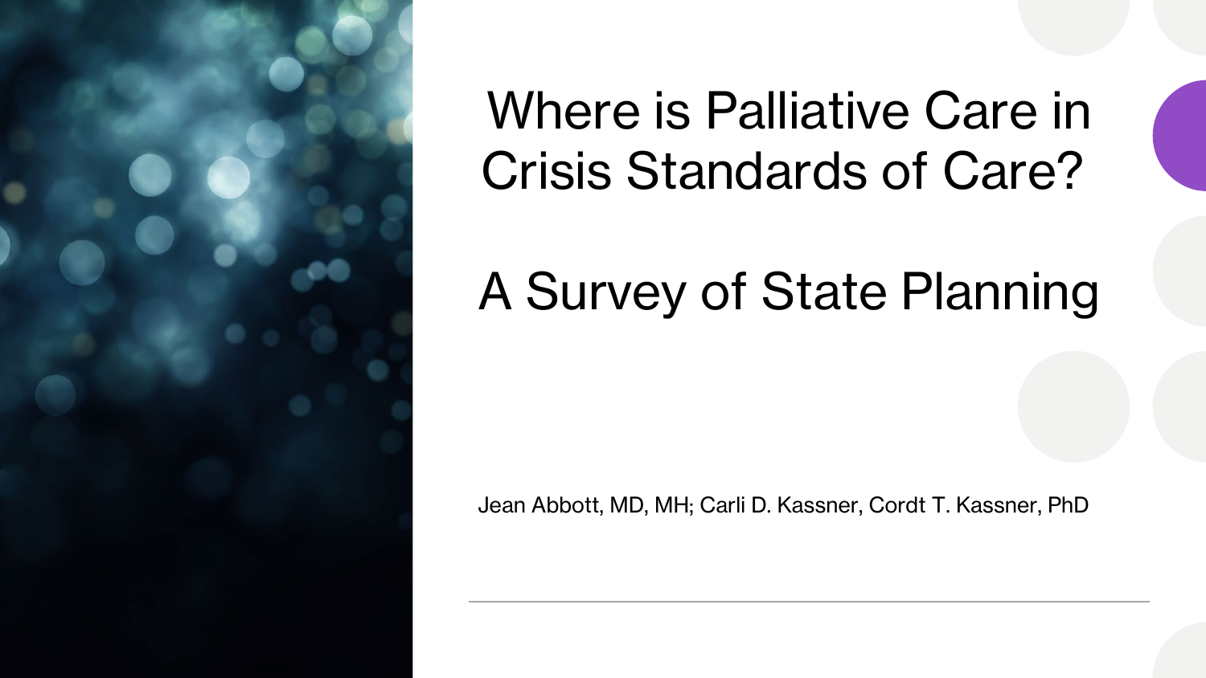# Where is Palliative Care in Crisis Standards of Care?

## A Survey of State Planning

Jean Abbott, MD, MH; Carli D. Kassner, Cordt T. Kassner, PhD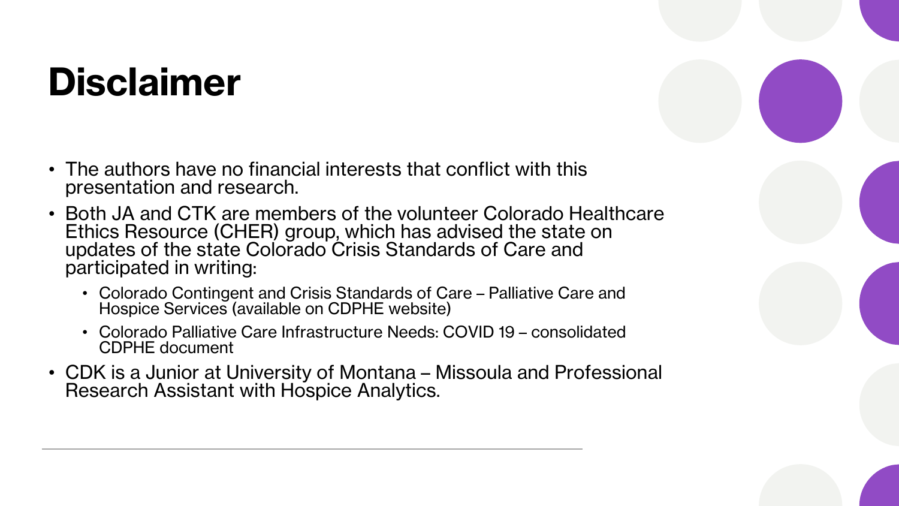# Disclaimer

- The authors have no financial interests that conflict with this presentation and research.
- Both JA and CTK are members of the volunteer Colorado Healthcare Ethics Resource (CHER) group, which has advised the state on updates of the state Colorado Crisis Standards of Care and participated in writing:
  - Colorado Contingent and Crisis Standards of Care – Palliative Care and Hospice Services (available on CDPHE website)
  - Colorado Palliative Care Infrastructure Needs: COVID 19 – consolidated CDPHE document
- CDK is a Junior at University of Montana – Missoula and Professional Research Assistant with Hospice Analytics.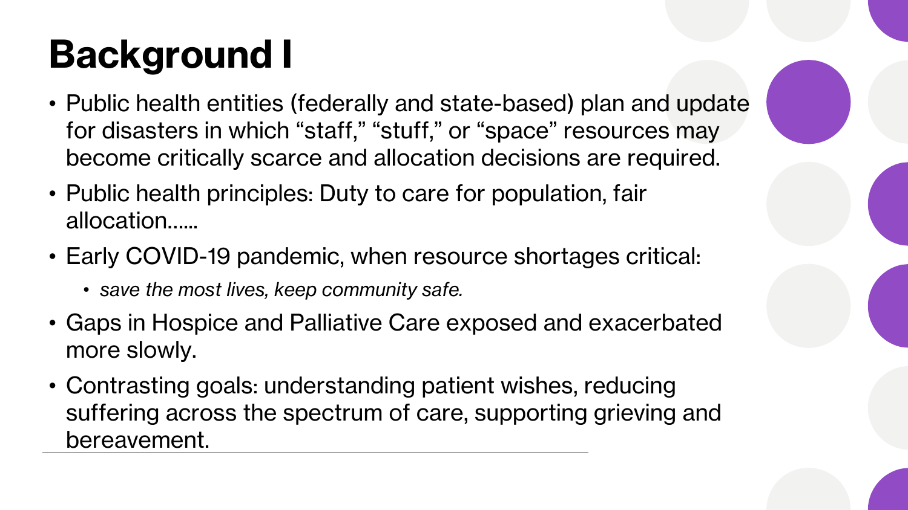# Background I

- Public health entities (federally and state-based) plan and update for disasters in which "staff," "stuff," or "space" resources may become critically scarce and allocation decisions are required.
- Public health principles: Duty to care for population, fair allocation……
- Early COVID-19 pandemic, when resource shortages critical:
  - *save the most lives, keep community safe.*
- Gaps in Hospice and Palliative Care exposed and exacerbated more slowly.
- Contrasting goals: understanding patient wishes, reducing suffering across the spectrum of care, supporting grieving and bereavement.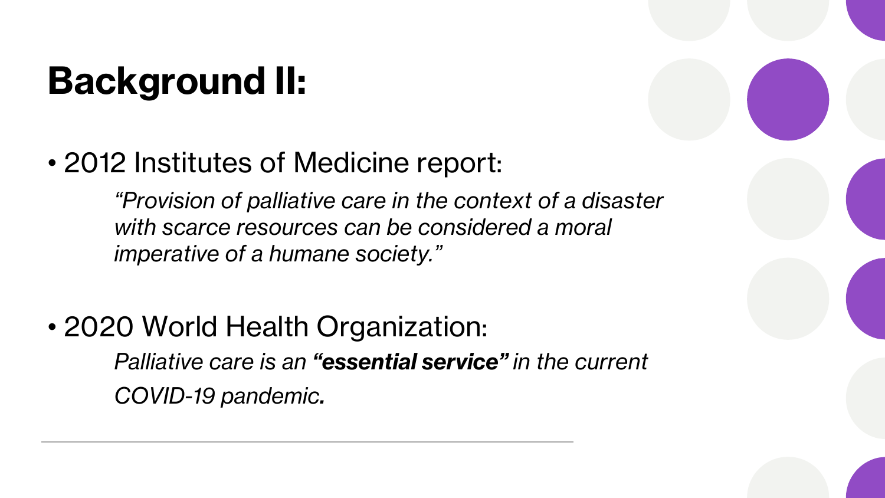# Background II:

- 2012 Institutes of Medicine report:

  *"Provision of palliative care in the context of a disaster with scarce resources can be considered a moral imperative of a humane society."*

- 2020 World Health Organization:

  *Palliative care is an **"essential service"** in the current COVID-19 pandemic.*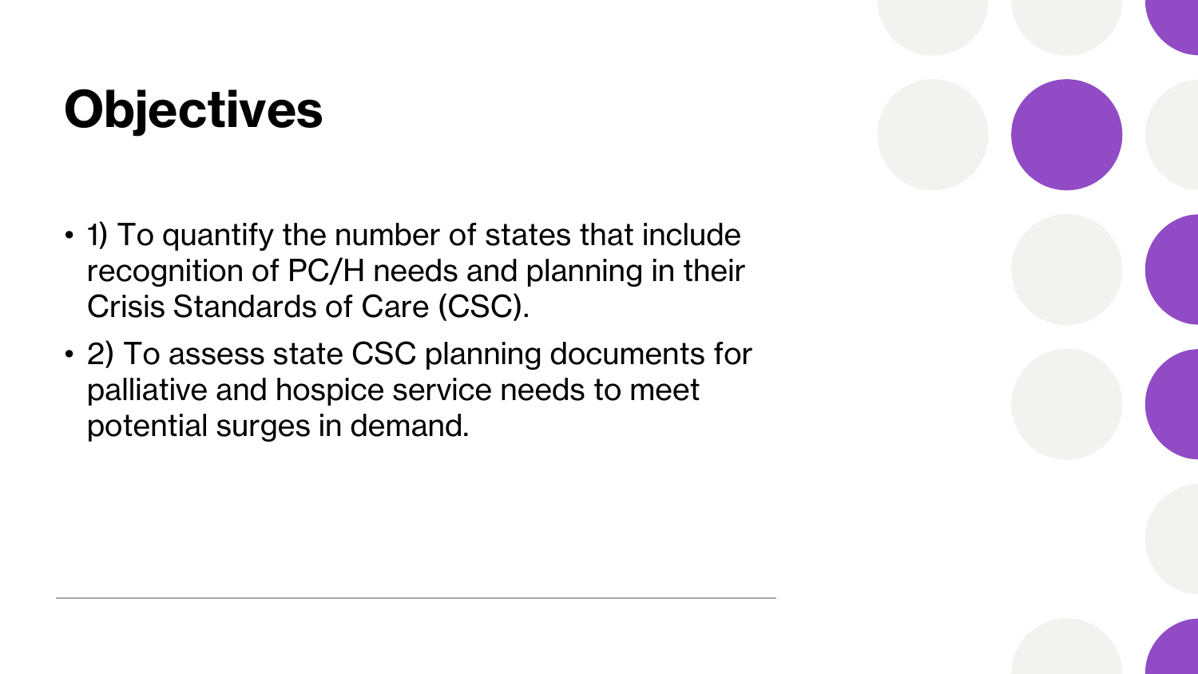# Objectives

- 1) To quantify the number of states that include recognition of PC/H needs and planning in their Crisis Standards of Care (CSC).
- 2) To assess state CSC planning documents for palliative and hospice service needs to meet potential surges in demand.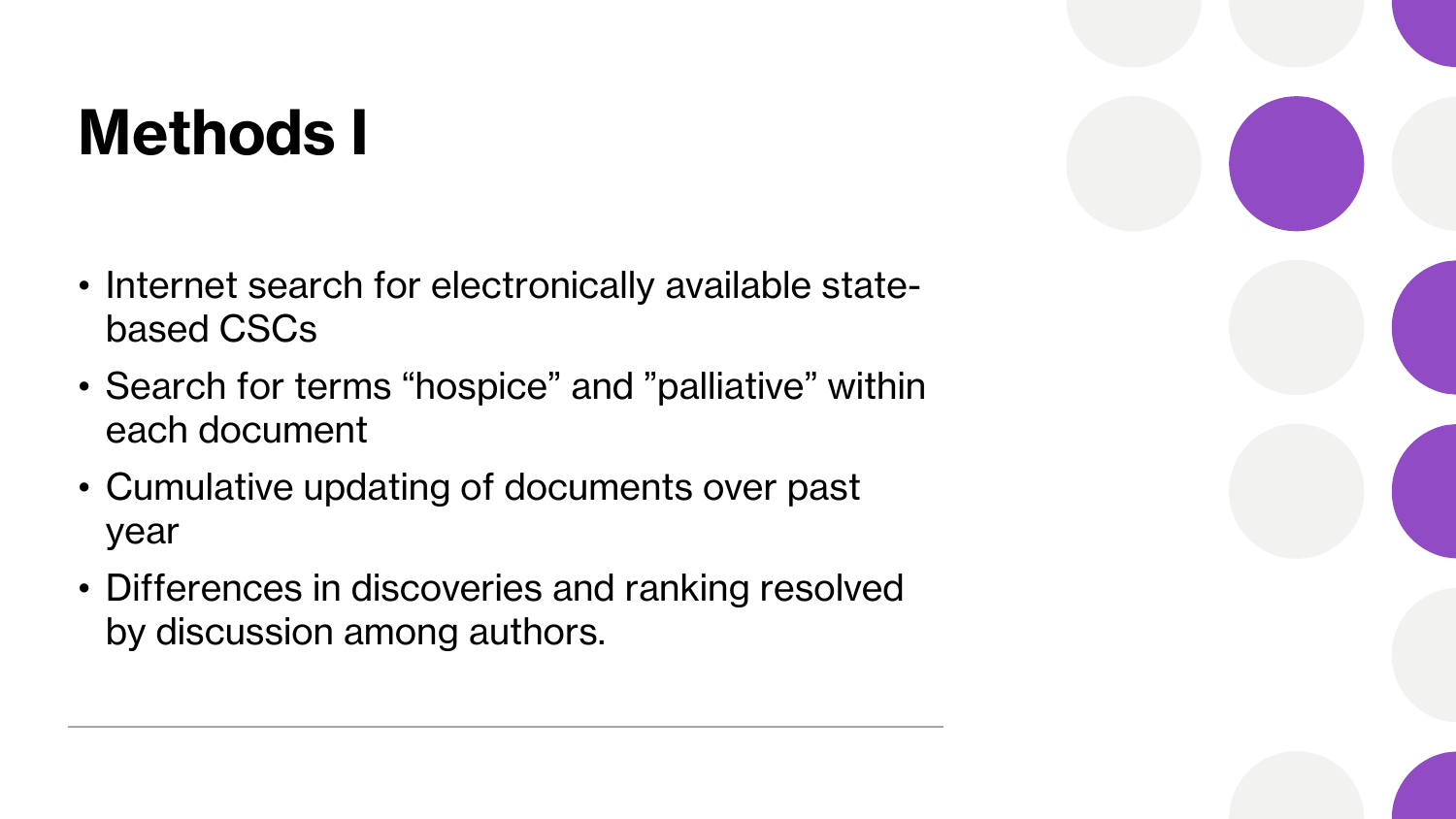# Methods I

- Internet search for electronically available state-based CSCs
- Search for terms “hospice” and ”palliative” within each document
- Cumulative updating of documents over past year
- Differences in discoveries and ranking resolved by discussion among authors.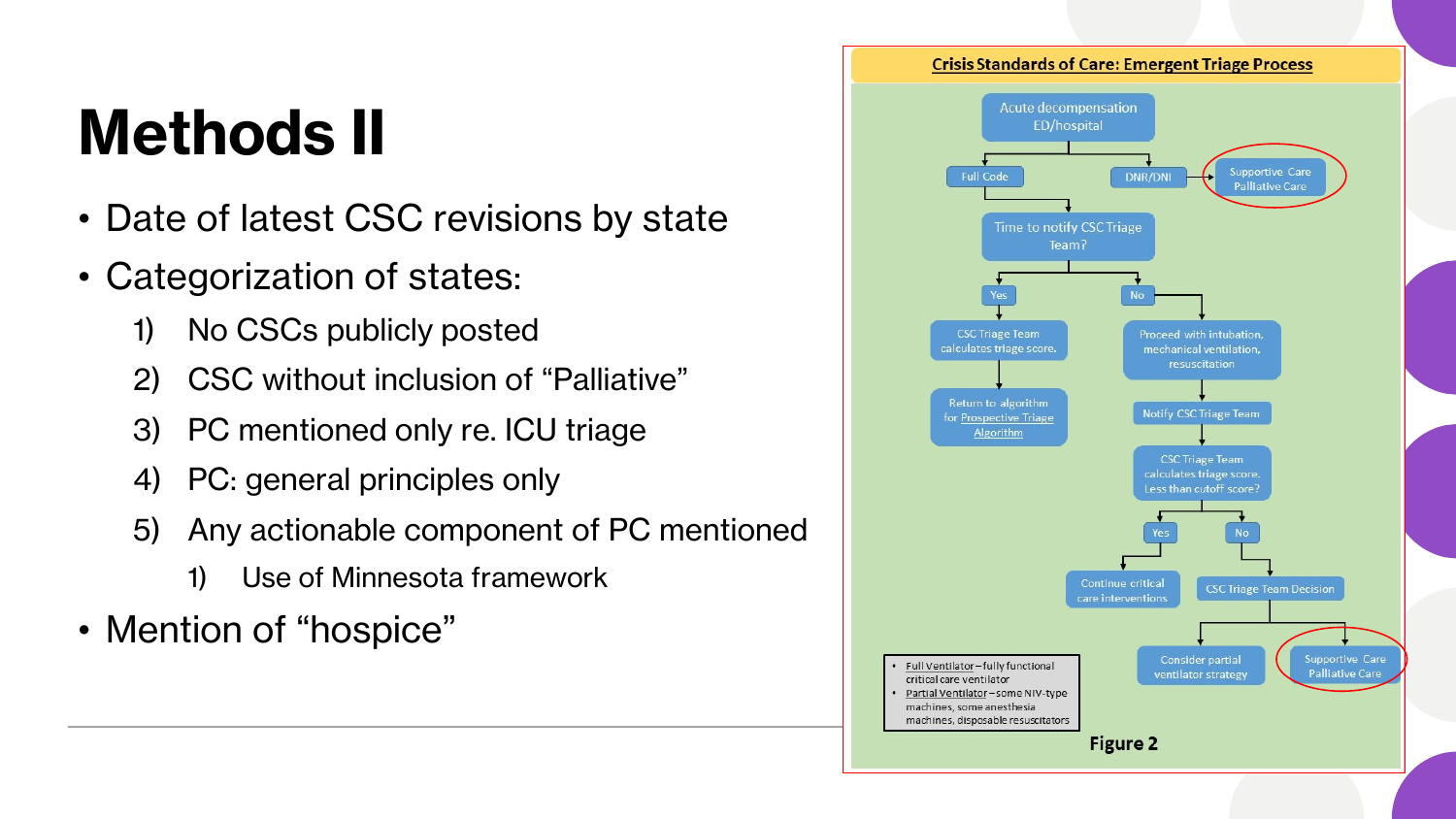# Methods II

- Date of latest CSC revisions by state
- Categorization of states:
  1) No CSCs publicly posted
  2) CSC without inclusion of "Palliative"
  3) PC mentioned only re. ICU triage
  4) PC: general principles only
  5) Any actionable component of PC mentioned
     1) Use of Minnesota framework
- Mention of "hospice"

**Crisis Standards of Care: Emergent Triage Process**

- Acute decompensation ED/hospital
  - DNR/DNI → Supportive Care Palliative Care
  - Full Code → Time to notify CSC Triage Team?
    - Yes → CSC Triage Team calculates triage score. → Return to algorithm for Prospective Triage Algorithm
    - No → Proceed with intubation, mechanical ventilation, resuscitation → Notify CSC Triage Team → CSC Triage Team calculates triage score. Less than cutoff score?
      - Yes → Continue critical care interventions
      - No → CSC Triage Team Decision
        - Consider partial ventilator strategy
        - Supportive Care Palliative Care

- Full Ventilator – fully functional critical care ventilator
- Partial Ventilator – some NIV-type machines, some anesthesia machines, disposable resuscitators

Figure 2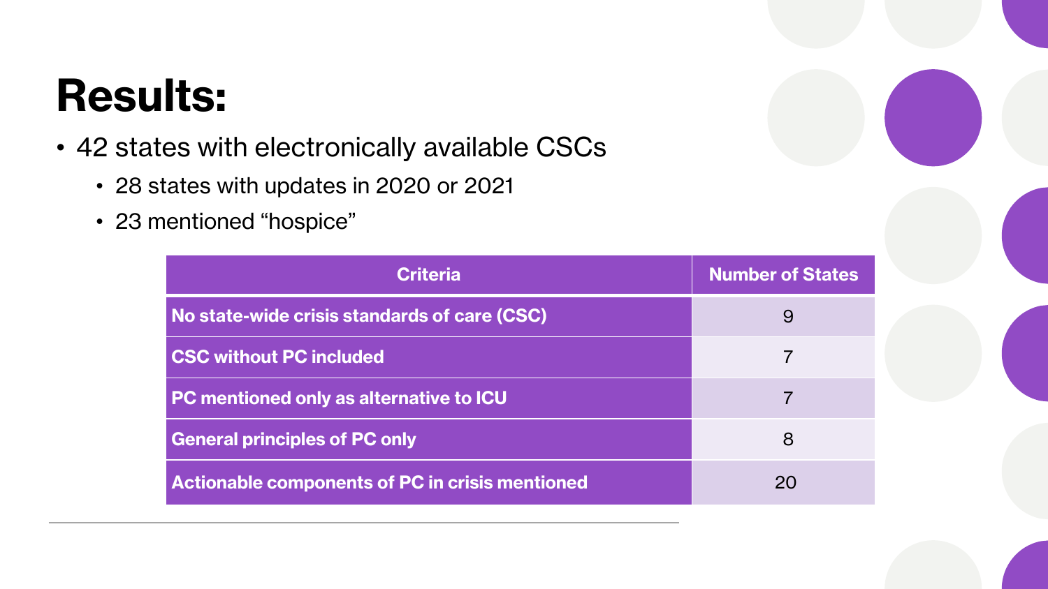# Results:

- 42 states with electronically available CSCs
  - 28 states with updates in 2020 or 2021
  - 23 mentioned “hospice”

| Criteria | Number of States |
| --- | --- |
| **No state-wide crisis standards of care (CSC)** | 9 |
| **CSC without PC included** | 7 |
| **PC mentioned only as alternative to ICU** | 7 |
| **General principles of PC only** | 8 |
| **Actionable components of PC in crisis mentioned** | 20 |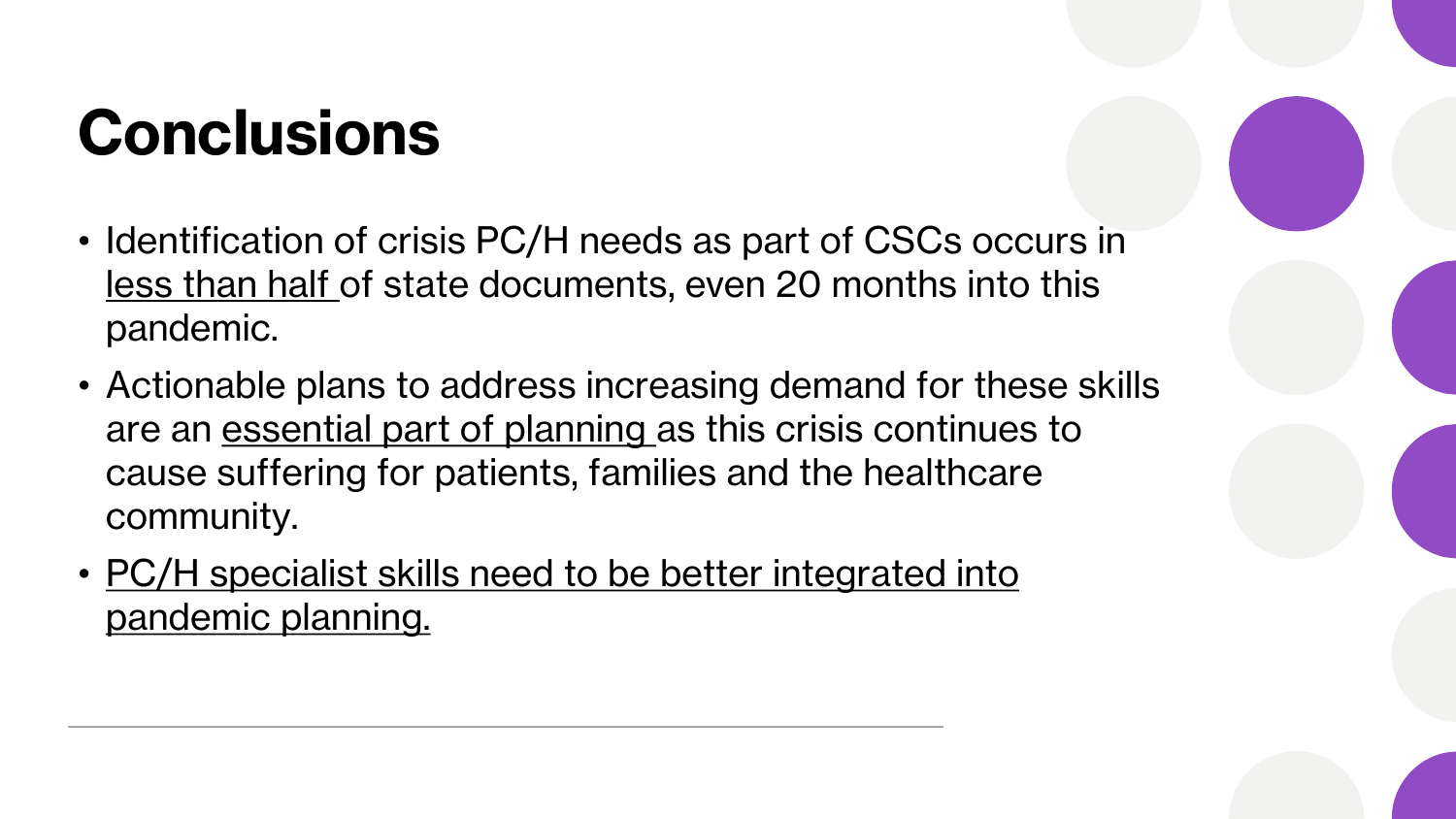# Conclusions

- Identification of crisis PC/H needs as part of CSCs occurs in <u>less than half</u> of state documents, even 20 months into this pandemic.
- Actionable plans to address increasing demand for these skills are an <u>essential part of planning</u> as this crisis continues to cause suffering for patients, families and the healthcare community.
- <u>PC/H specialist skills need to be better integrated into pandemic planning.</u>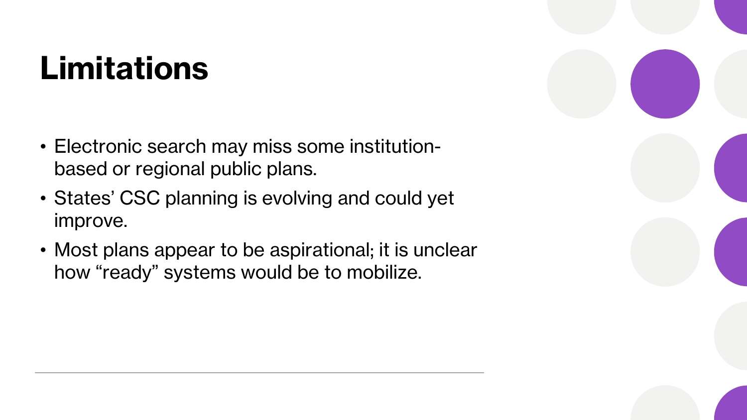# Limitations

- Electronic search may miss some institution-based or regional public plans.
- States' CSC planning is evolving and could yet improve.
- Most plans appear to be aspirational; it is unclear how "ready" systems would be to mobilize.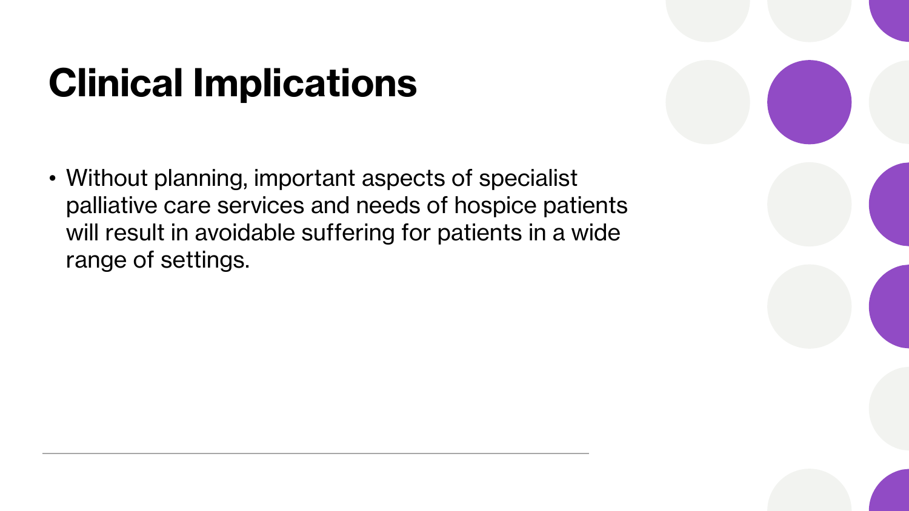# Clinical Implications

- Without planning, important aspects of specialist palliative care services and needs of hospice patients will result in avoidable suffering for patients in a wide range of settings.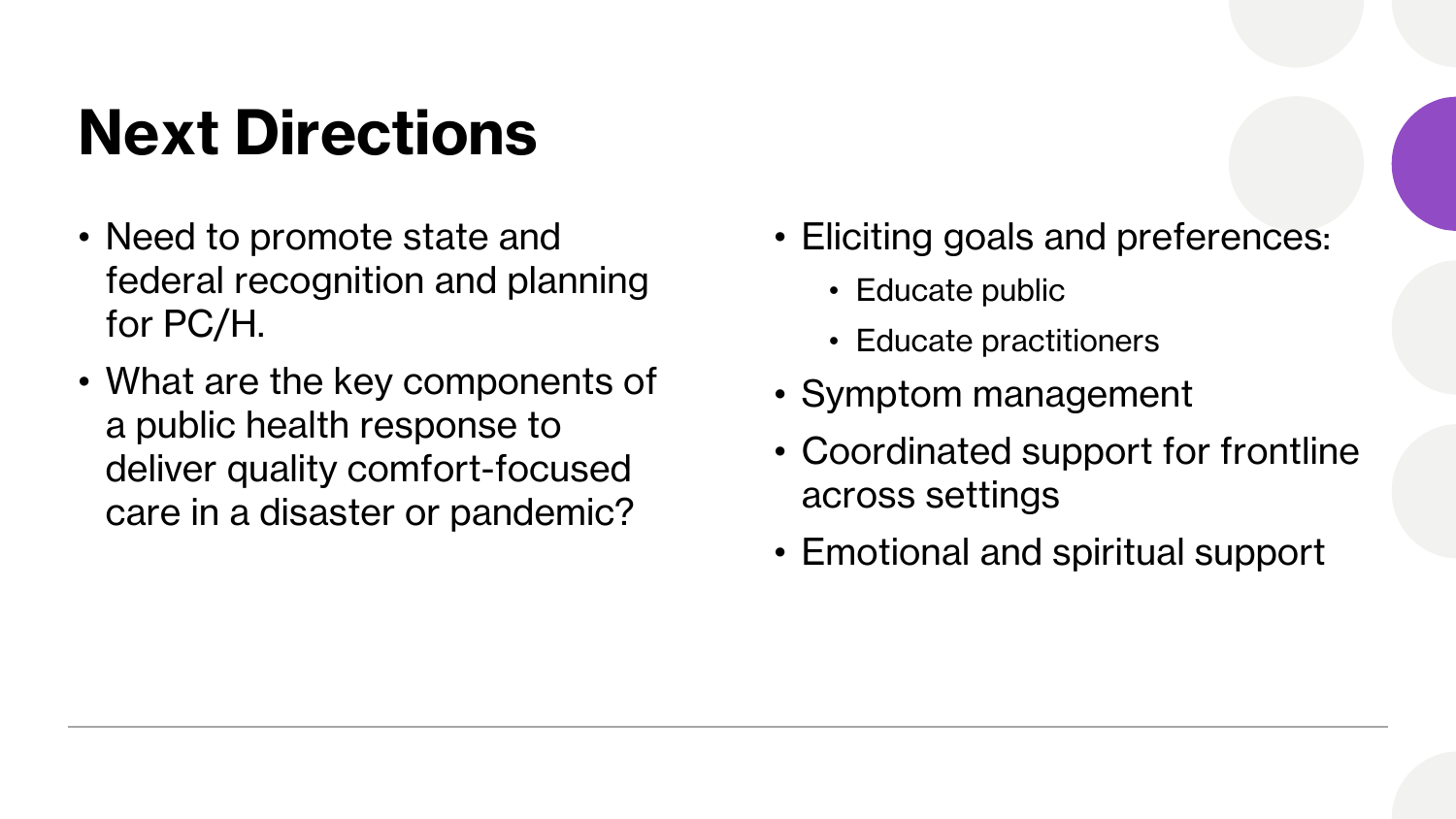# Next Directions

- Need to promote state and federal recognition and planning for PC/H.
- What are the key components of a public health response to deliver quality comfort-focused care in a disaster or pandemic?

- Eliciting goals and preferences:
  - Educate public
  - Educate practitioners
- Symptom management
- Coordinated support for frontline across settings
- Emotional and spiritual support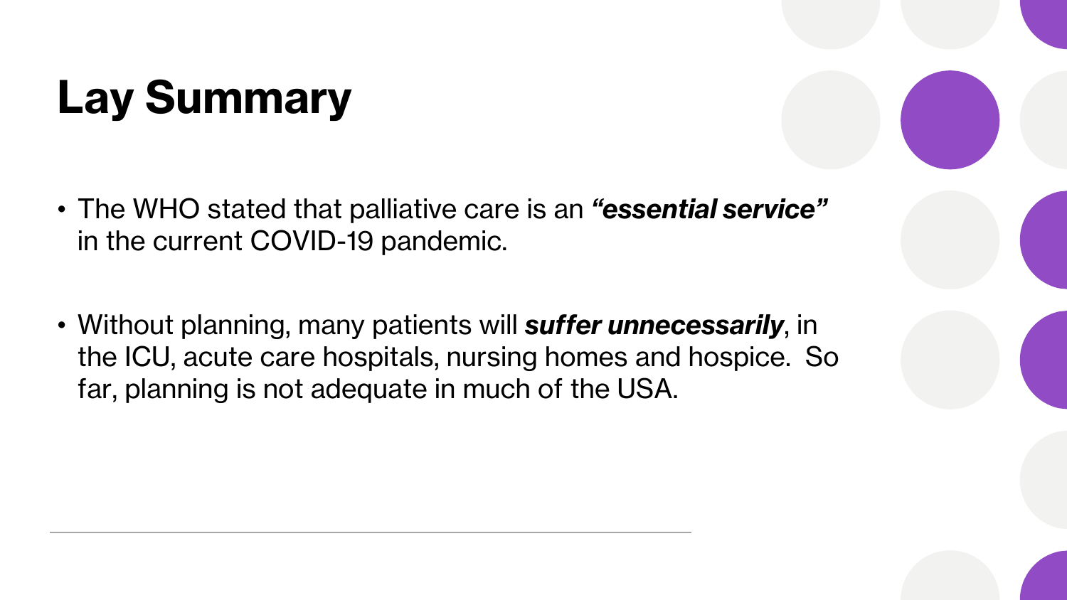# Lay Summary

- The WHO stated that palliative care is an ***"essential service"*** in the current COVID-19 pandemic.

- Without planning, many patients will ***suffer unnecessarily***, in the ICU, acute care hospitals, nursing homes and hospice. So far, planning is not adequate in much of the USA.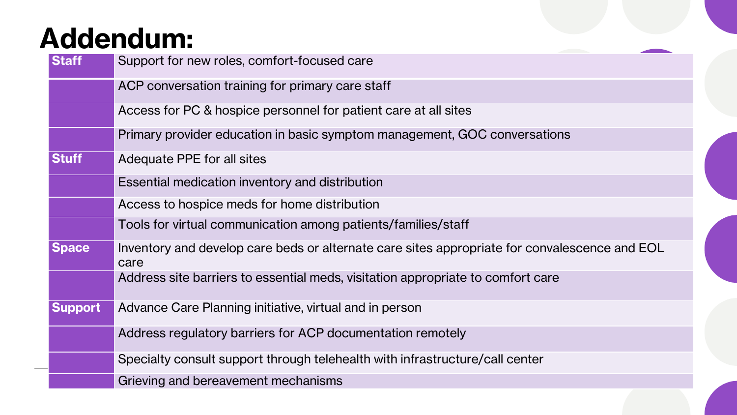# Addendum:

| | |
|---|---|
| **Staff** | Support for new roles, comfort-focused care |
| | ACP conversation training for primary care staff |
| | Access for PC & hospice personnel for patient care at all sites |
| | Primary provider education in basic symptom management, GOC conversations |
| **Stuff** | Adequate PPE for all sites |
| | Essential medication inventory and distribution |
| | Access to hospice meds for home distribution |
| | Tools for virtual communication among patients/families/staff |
| **Space** | Inventory and develop care beds or alternate care sites appropriate for convalescence and EOL care |
| | Address site barriers to essential meds, visitation appropriate to comfort care |
| **Support** | Advance Care Planning initiative, virtual and in person |
| | Address regulatory barriers for ACP documentation remotely |
| | Specialty consult support through telehealth with infrastructure/call center |
| | Grieving and bereavement mechanisms |